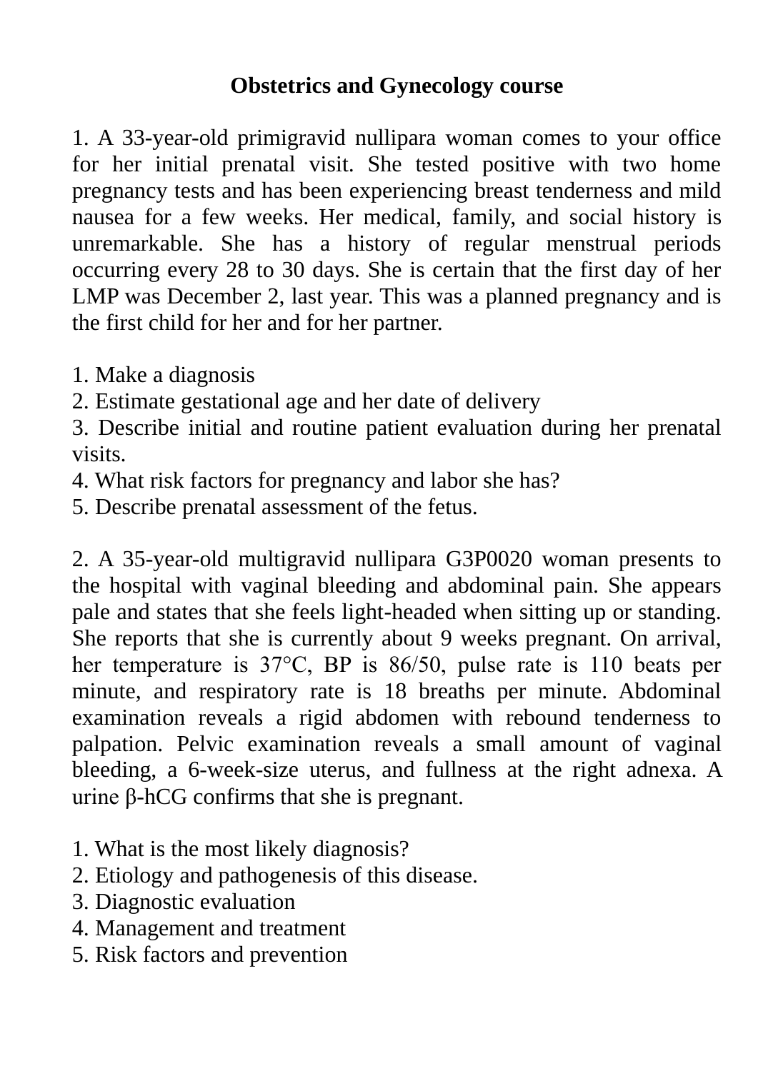# Obstetrics and Gynecology course

1. A 33-year-old primigravid nullipara woman comes to your office for her initial prenatal visit. She tested positive with two home pregnancy tests and has been experiencing breast tenderness and mild nausea for a few weeks. Her medical, family, and social history is unremarkable. She has a history of regular menstrual periods occurring every 28 to 30 days. She is certain that the first day of her LMP was December 2, last year. This was a planned pregnancy and is the first child for her and for her partner.

1. Make a diagnosis
2. Estimate gestational age and her date of delivery
3. Describe initial and routine patient evaluation during her prenatal visits.
4. What risk factors for pregnancy and labor she has?
5. Describe prenatal assessment of the fetus.

2. A 35-year-old multigravid nullipara G3P0020 woman presents to the hospital with vaginal bleeding and abdominal pain. She appears pale and states that she feels light-headed when sitting up or standing. She reports that she is currently about 9 weeks pregnant. On arrival, her temperature is 37°C, BP is 86/50, pulse rate is 110 beats per minute, and respiratory rate is 18 breaths per minute. Abdominal examination reveals a rigid abdomen with rebound tenderness to palpation. Pelvic examination reveals a small amount of vaginal bleeding, a 6-week-size uterus, and fullness at the right adnexa. A urine β-hCG confirms that she is pregnant.

1. What is the most likely diagnosis?
2. Etiology and pathogenesis of this disease.
3. Diagnostic evaluation
4. Management and treatment
5. Risk factors and prevention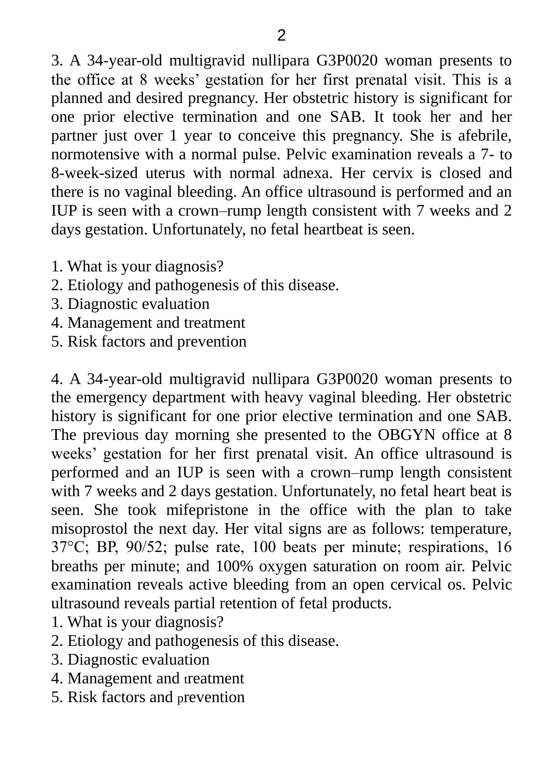3. A 34-year-old multigravid nullipara G3P0020 woman presents to the office at 8 weeks' gestation for her first prenatal visit. This is a planned and desired pregnancy. Her obstetric history is significant for one prior elective termination and one SAB. It took her and her partner just over 1 year to conceive this pregnancy. She is afebrile, normotensive with a normal pulse. Pelvic examination reveals a 7- to 8-week-sized uterus with normal adnexa. Her cervix is closed and there is no vaginal bleeding. An office ultrasound is performed and an IUP is seen with a crown–rump length consistent with 7 weeks and 2 days gestation. Unfortunately, no fetal heartbeat is seen.

1. What is your diagnosis?
2. Etiology and pathogenesis of this disease.
3. Diagnostic evaluation
4. Management and treatment
5. Risk factors and prevention

4. A 34-year-old multigravid nullipara G3P0020 woman presents to the emergency department with heavy vaginal bleeding. Her obstetric history is significant for one prior elective termination and one SAB. The previous day morning she presented to the OBGYN office at 8 weeks' gestation for her first prenatal visit. An office ultrasound is performed and an IUP is seen with a crown–rump length consistent with 7 weeks and 2 days gestation. Unfortunately, no fetal heart beat is seen. She took mifepristone in the office with the plan to take misoprostol the next day. Her vital signs are as follows: temperature, 37°C; BP, 90/52; pulse rate, 100 beats per minute; respirations, 16 breaths per minute; and 100% oxygen saturation on room air. Pelvic examination reveals active bleeding from an open cervical os. Pelvic ultrasound reveals partial retention of fetal products.

1. What is your diagnosis?
2. Etiology and pathogenesis of this disease.
3. Diagnostic evaluation
4. Management and treatment
5. Risk factors and prevention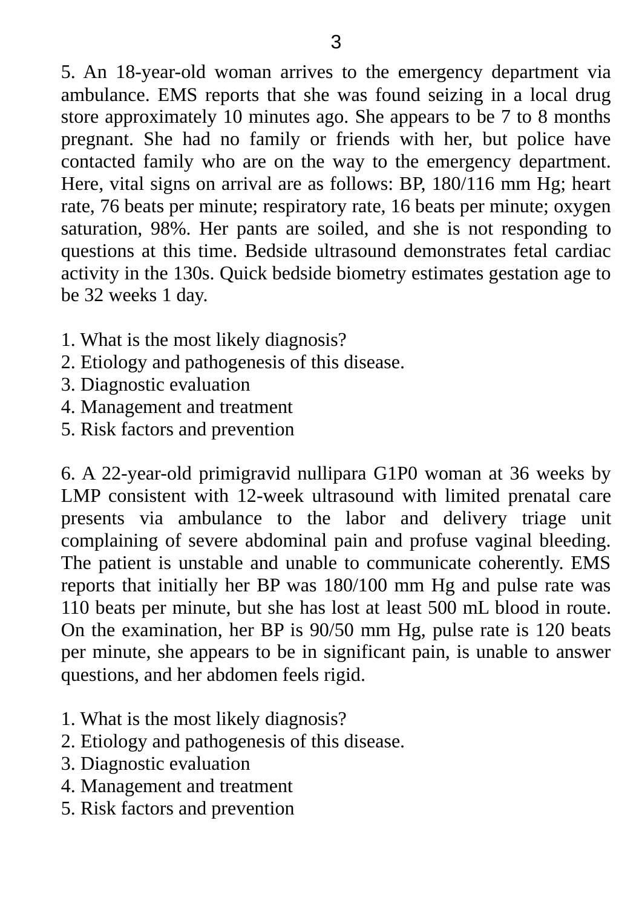5. An 18-year-old woman arrives to the emergency department via ambulance. EMS reports that she was found seizing in a local drug store approximately 10 minutes ago. She appears to be 7 to 8 months pregnant. She had no family or friends with her, but police have contacted family who are on the way to the emergency department. Here, vital signs on arrival are as follows: BP, 180/116 mm Hg; heart rate, 76 beats per minute; respiratory rate, 16 beats per minute; oxygen saturation, 98%. Her pants are soiled, and she is not responding to questions at this time. Bedside ultrasound demonstrates fetal cardiac activity in the 130s. Quick bedside biometry estimates gestation age to be 32 weeks 1 day.

1. What is the most likely diagnosis?
2. Etiology and pathogenesis of this disease.
3. Diagnostic evaluation
4. Management and treatment
5. Risk factors and prevention

6. A 22-year-old primigravid nullipara G1P0 woman at 36 weeks by LMP consistent with 12-week ultrasound with limited prenatal care presents via ambulance to the labor and delivery triage unit complaining of severe abdominal pain and profuse vaginal bleeding. The patient is unstable and unable to communicate coherently. EMS reports that initially her BP was 180/100 mm Hg and pulse rate was 110 beats per minute, but she has lost at least 500 mL blood in route. On the examination, her BP is 90/50 mm Hg, pulse rate is 120 beats per minute, she appears to be in significant pain, is unable to answer questions, and her abdomen feels rigid.

1. What is the most likely diagnosis?
2. Etiology and pathogenesis of this disease.
3. Diagnostic evaluation
4. Management and treatment
5. Risk factors and prevention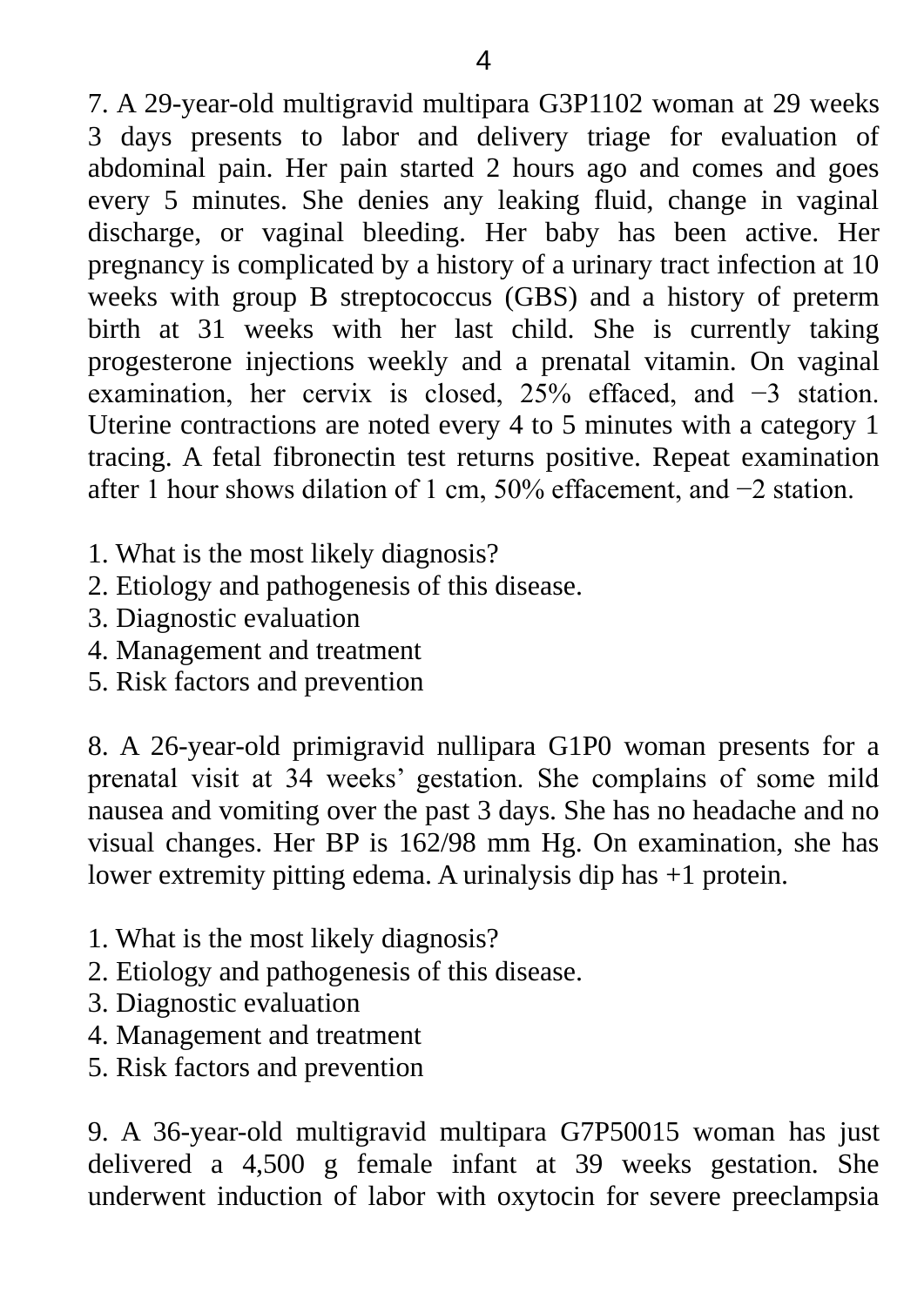7. A 29-year-old multigravid multipara G3P1102 woman at 29 weeks 3 days presents to labor and delivery triage for evaluation of abdominal pain. Her pain started 2 hours ago and comes and goes every 5 minutes. She denies any leaking fluid, change in vaginal discharge, or vaginal bleeding. Her baby has been active. Her pregnancy is complicated by a history of a urinary tract infection at 10 weeks with group B streptococcus (GBS) and a history of preterm birth at 31 weeks with her last child. She is currently taking progesterone injections weekly and a prenatal vitamin. On vaginal examination, her cervix is closed, 25% effaced, and −3 station. Uterine contractions are noted every 4 to 5 minutes with a category 1 tracing. A fetal fibronectin test returns positive. Repeat examination after 1 hour shows dilation of 1 cm, 50% effacement, and −2 station.

1. What is the most likely diagnosis?
2. Etiology and pathogenesis of this disease.
3. Diagnostic evaluation
4. Management and treatment
5. Risk factors and prevention

8. A 26-year-old primigravid nullipara G1P0 woman presents for a prenatal visit at 34 weeks' gestation. She complains of some mild nausea and vomiting over the past 3 days. She has no headache and no visual changes. Her BP is 162/98 mm Hg. On examination, she has lower extremity pitting edema. A urinalysis dip has +1 protein.

1. What is the most likely diagnosis?
2. Etiology and pathogenesis of this disease.
3. Diagnostic evaluation
4. Management and treatment
5. Risk factors and prevention

9. A 36-year-old multigravid multipara G7P50015 woman has just delivered a 4,500 g female infant at 39 weeks gestation. She underwent induction of labor with oxytocin for severe preeclampsia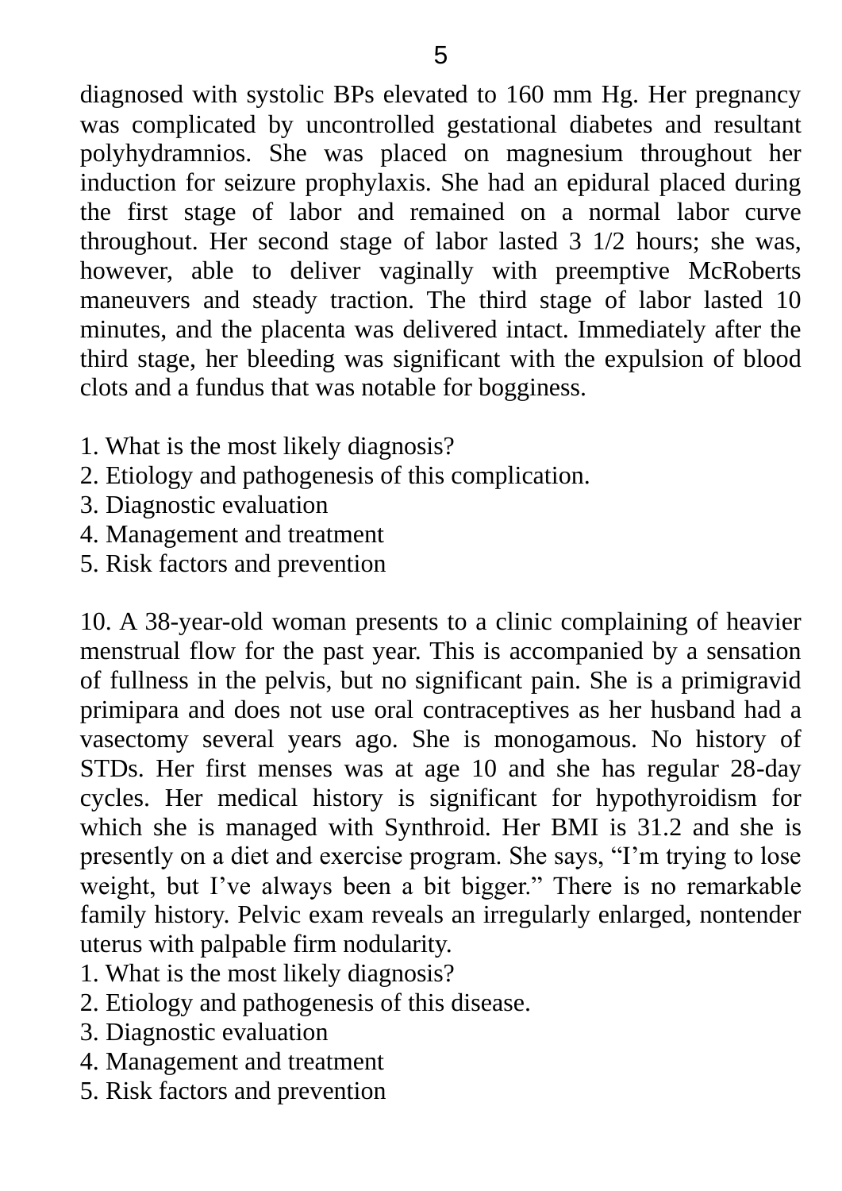diagnosed with systolic BPs elevated to 160 mm Hg. Her pregnancy was complicated by uncontrolled gestational diabetes and resultant polyhydramnios. She was placed on magnesium throughout her induction for seizure prophylaxis. She had an epidural placed during the first stage of labor and remained on a normal labor curve throughout. Her second stage of labor lasted 3 1/2 hours; she was, however, able to deliver vaginally with preemptive McRoberts maneuvers and steady traction. The third stage of labor lasted 10 minutes, and the placenta was delivered intact. Immediately after the third stage, her bleeding was significant with the expulsion of blood clots and a fundus that was notable for bogginess.

1. What is the most likely diagnosis?
2. Etiology and pathogenesis of this complication.
3. Diagnostic evaluation
4. Management and treatment
5. Risk factors and prevention

10. A 38-year-old woman presents to a clinic complaining of heavier menstrual flow for the past year. This is accompanied by a sensation of fullness in the pelvis, but no significant pain. She is a primigravid primipara and does not use oral contraceptives as her husband had a vasectomy several years ago. She is monogamous. No history of STDs. Her first menses was at age 10 and she has regular 28-day cycles. Her medical history is significant for hypothyroidism for which she is managed with Synthroid. Her BMI is 31.2 and she is presently on a diet and exercise program. She says, “I’m trying to lose weight, but I’ve always been a bit bigger.” There is no remarkable family history. Pelvic exam reveals an irregularly enlarged, nontender uterus with palpable firm nodularity.

1. What is the most likely diagnosis?
2. Etiology and pathogenesis of this disease.
3. Diagnostic evaluation
4. Management and treatment
5. Risk factors and prevention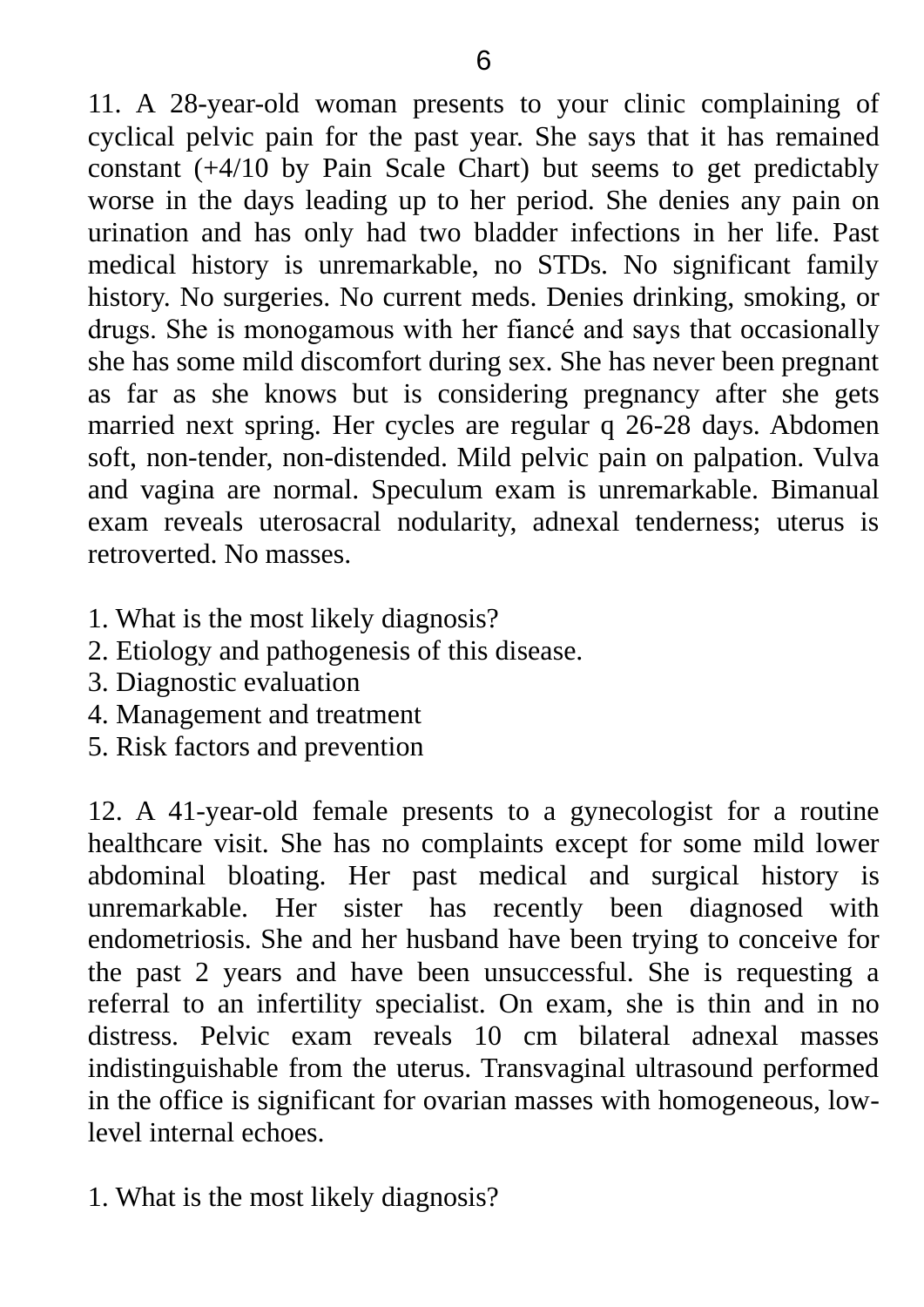11. A 28-year-old woman presents to your clinic complaining of cyclical pelvic pain for the past year. She says that it has remained constant (+4/10 by Pain Scale Chart) but seems to get predictably worse in the days leading up to her period. She denies any pain on urination and has only had two bladder infections in her life. Past medical history is unremarkable, no STDs. No significant family history. No surgeries. No current meds. Denies drinking, smoking, or drugs. She is monogamous with her fiancé and says that occasionally she has some mild discomfort during sex. She has never been pregnant as far as she knows but is considering pregnancy after she gets married next spring. Her cycles are regular q 26-28 days. Abdomen soft, non-tender, non-distended. Mild pelvic pain on palpation. Vulva and vagina are normal. Speculum exam is unremarkable. Bimanual exam reveals uterosacral nodularity, adnexal tenderness; uterus is retroverted. No masses.

1. What is the most likely diagnosis?
2. Etiology and pathogenesis of this disease.
3. Diagnostic evaluation
4. Management and treatment
5. Risk factors and prevention

12. A 41-year-old female presents to a gynecologist for a routine healthcare visit. She has no complaints except for some mild lower abdominal bloating. Her past medical and surgical history is unremarkable. Her sister has recently been diagnosed with endometriosis. She and her husband have been trying to conceive for the past 2 years and have been unsuccessful. She is requesting a referral to an infertility specialist. On exam, she is thin and in no distress. Pelvic exam reveals 10 cm bilateral adnexal masses indistinguishable from the uterus. Transvaginal ultrasound performed in the office is significant for ovarian masses with homogeneous, low-level internal echoes.

1. What is the most likely diagnosis?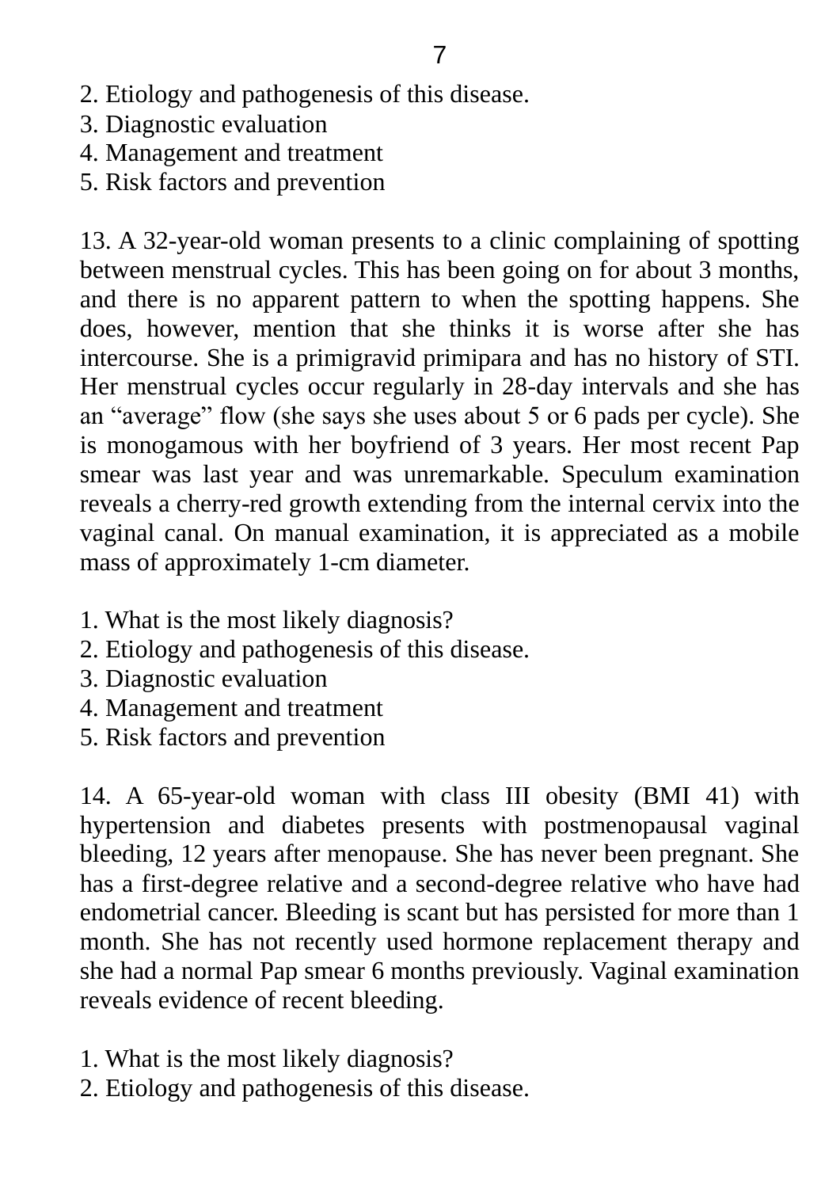2. Etiology and pathogenesis of this disease.
3. Diagnostic evaluation
4. Management and treatment
5. Risk factors and prevention

13. A 32-year-old woman presents to a clinic complaining of spotting between menstrual cycles. This has been going on for about 3 months, and there is no apparent pattern to when the spotting happens. She does, however, mention that she thinks it is worse after she has intercourse. She is a primigravid primipara and has no history of STI. Her menstrual cycles occur regularly in 28-day intervals and she has an "average" flow (she says she uses about 5 or 6 pads per cycle). She is monogamous with her boyfriend of 3 years. Her most recent Pap smear was last year and was unremarkable. Speculum examination reveals a cherry-red growth extending from the internal cervix into the vaginal canal. On manual examination, it is appreciated as a mobile mass of approximately 1-cm diameter.

1. What is the most likely diagnosis?
2. Etiology and pathogenesis of this disease.
3. Diagnostic evaluation
4. Management and treatment
5. Risk factors and prevention

14. A 65-year-old woman with class III obesity (BMI 41) with hypertension and diabetes presents with postmenopausal vaginal bleeding, 12 years after menopause. She has never been pregnant. She has a first-degree relative and a second-degree relative who have had endometrial cancer. Bleeding is scant but has persisted for more than 1 month. She has not recently used hormone replacement therapy and she had a normal Pap smear 6 months previously. Vaginal examination reveals evidence of recent bleeding.

1. What is the most likely diagnosis?
2. Etiology and pathogenesis of this disease.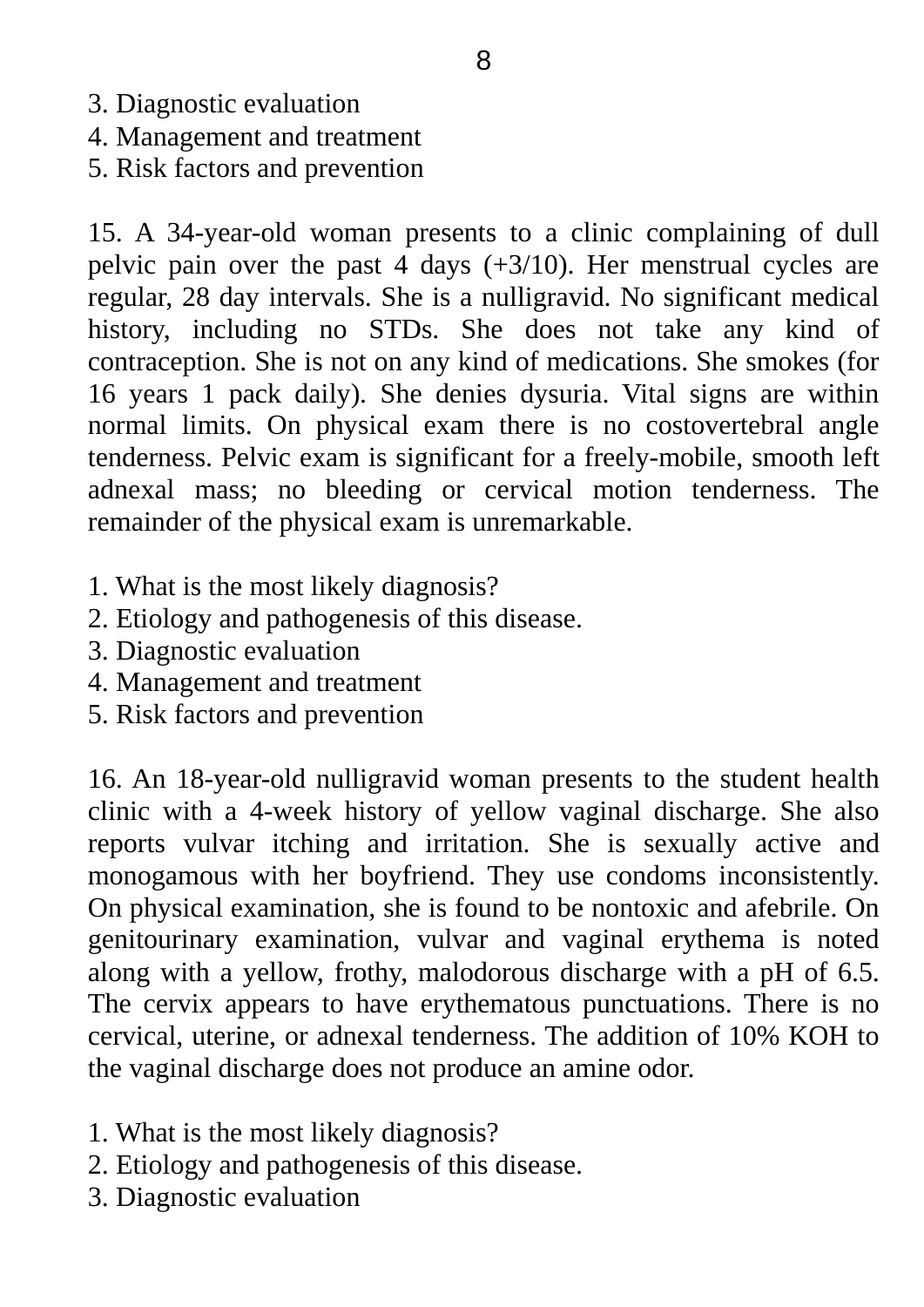3. Diagnostic evaluation
4. Management and treatment
5. Risk factors and prevention

15. A 34-year-old woman presents to a clinic complaining of dull pelvic pain over the past 4 days (+3/10). Her menstrual cycles are regular, 28 day intervals. She is a nulligravid. No significant medical history, including no STDs. She does not take any kind of contraception. She is not on any kind of medications. She smokes (for 16 years 1 pack daily). She denies dysuria. Vital signs are within normal limits. On physical exam there is no costovertebral angle tenderness. Pelvic exam is significant for a freely-mobile, smooth left adnexal mass; no bleeding or cervical motion tenderness. The remainder of the physical exam is unremarkable.

1. What is the most likely diagnosis?
2. Etiology and pathogenesis of this disease.
3. Diagnostic evaluation
4. Management and treatment
5. Risk factors and prevention

16. An 18-year-old nulligravid woman presents to the student health clinic with a 4-week history of yellow vaginal discharge. She also reports vulvar itching and irritation. She is sexually active and monogamous with her boyfriend. They use condoms inconsistently. On physical examination, she is found to be nontoxic and afebrile. On genitourinary examination, vulvar and vaginal erythema is noted along with a yellow, frothy, malodorous discharge with a pH of 6.5. The cervix appears to have erythematous punctuations. There is no cervical, uterine, or adnexal tenderness. The addition of 10% KOH to the vaginal discharge does not produce an amine odor.

1. What is the most likely diagnosis?
2. Etiology and pathogenesis of this disease.
3. Diagnostic evaluation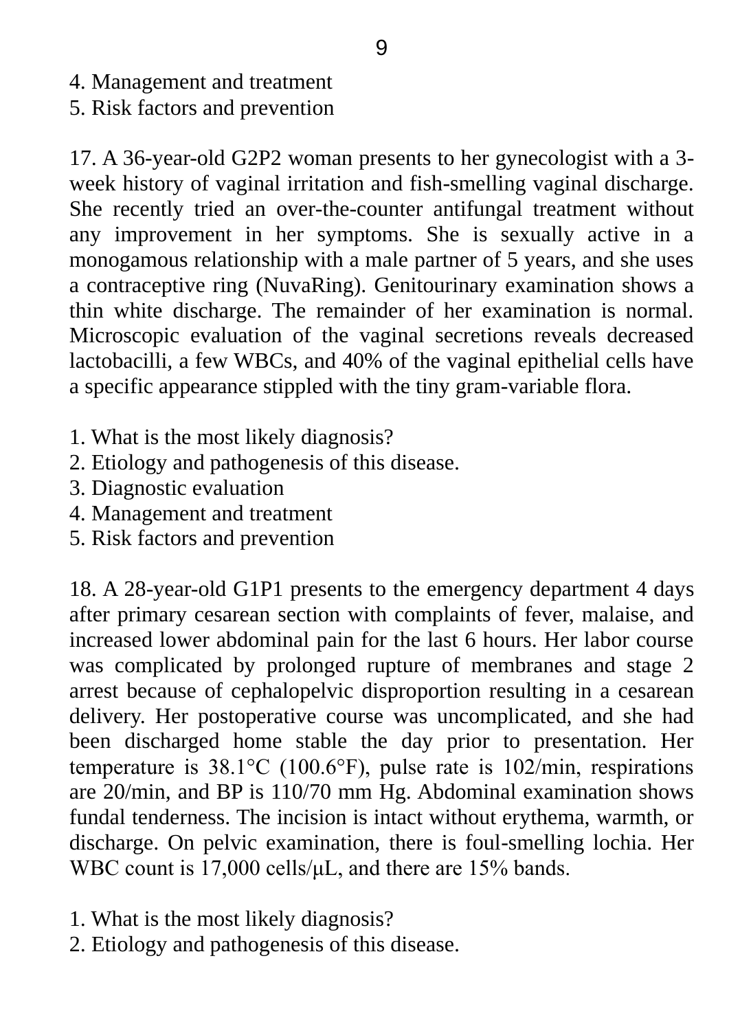4. Management and treatment
5. Risk factors and prevention

17. A 36-year-old G2P2 woman presents to her gynecologist with a 3-week history of vaginal irritation and fish-smelling vaginal discharge. She recently tried an over-the-counter antifungal treatment without any improvement in her symptoms. She is sexually active in a monogamous relationship with a male partner of 5 years, and she uses a contraceptive ring (NuvaRing). Genitourinary examination shows a thin white discharge. The remainder of her examination is normal. Microscopic evaluation of the vaginal secretions reveals decreased lactobacilli, a few WBCs, and 40% of the vaginal epithelial cells have a specific appearance stippled with the tiny gram-variable flora.

1. What is the most likely diagnosis?
2. Etiology and pathogenesis of this disease.
3. Diagnostic evaluation
4. Management and treatment
5. Risk factors and prevention

18. A 28-year-old G1P1 presents to the emergency department 4 days after primary cesarean section with complaints of fever, malaise, and increased lower abdominal pain for the last 6 hours. Her labor course was complicated by prolonged rupture of membranes and stage 2 arrest because of cephalopelvic disproportion resulting in a cesarean delivery. Her postoperative course was uncomplicated, and she had been discharged home stable the day prior to presentation. Her temperature is 38.1°C (100.6°F), pulse rate is 102/min, respirations are 20/min, and BP is 110/70 mm Hg. Abdominal examination shows fundal tenderness. The incision is intact without erythema, warmth, or discharge. On pelvic examination, there is foul-smelling lochia. Her WBC count is 17,000 cells/μL, and there are 15% bands.

1. What is the most likely diagnosis?
2. Etiology and pathogenesis of this disease.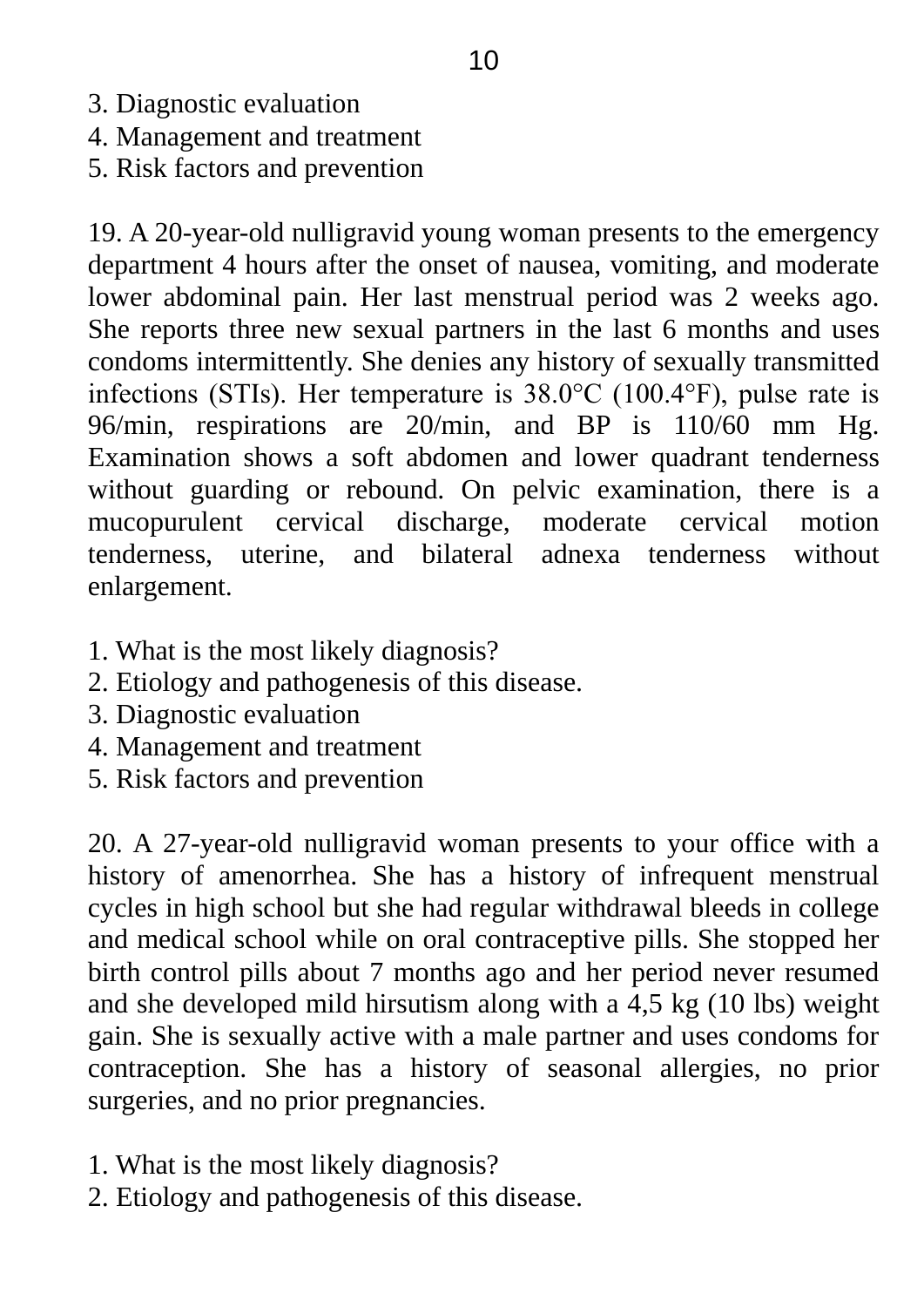3. Diagnostic evaluation
4. Management and treatment
5. Risk factors and prevention

19. A 20-year-old nulligravid young woman presents to the emergency department 4 hours after the onset of nausea, vomiting, and moderate lower abdominal pain. Her last menstrual period was 2 weeks ago. She reports three new sexual partners in the last 6 months and uses condoms intermittently. She denies any history of sexually transmitted infections (STIs). Her temperature is 38.0°C (100.4°F), pulse rate is 96/min, respirations are 20/min, and BP is 110/60 mm Hg. Examination shows a soft abdomen and lower quadrant tenderness without guarding or rebound. On pelvic examination, there is a mucopurulent cervical discharge, moderate cervical motion tenderness, uterine, and bilateral adnexa tenderness without enlargement.

1. What is the most likely diagnosis?
2. Etiology and pathogenesis of this disease.
3. Diagnostic evaluation
4. Management and treatment
5. Risk factors and prevention

20. A 27-year-old nulligravid woman presents to your office with a history of amenorrhea. She has a history of infrequent menstrual cycles in high school but she had regular withdrawal bleeds in college and medical school while on oral contraceptive pills. She stopped her birth control pills about 7 months ago and her period never resumed and she developed mild hirsutism along with a 4,5 kg (10 lbs) weight gain. She is sexually active with a male partner and uses condoms for contraception. She has a history of seasonal allergies, no prior surgeries, and no prior pregnancies.

1. What is the most likely diagnosis?
2. Etiology and pathogenesis of this disease.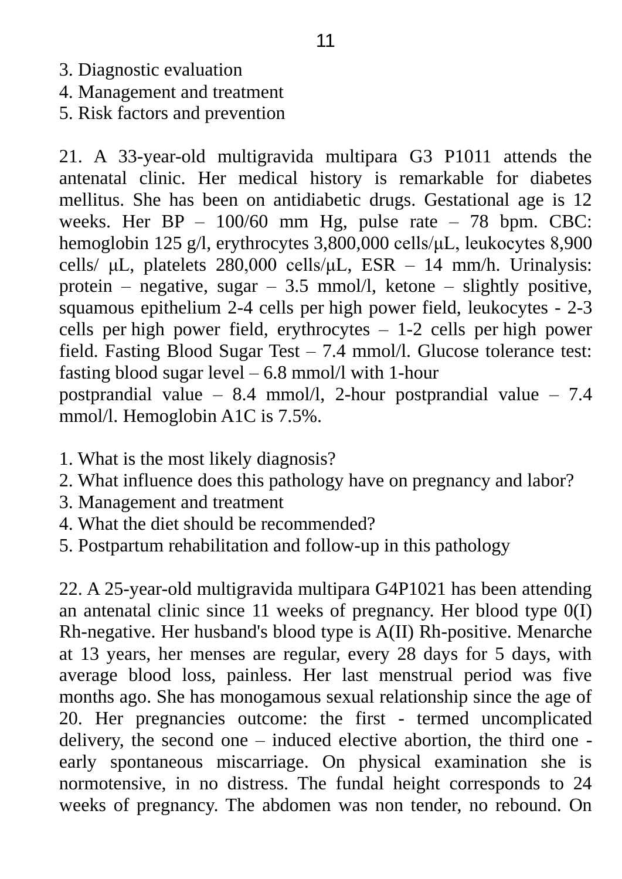3. Diagnostic evaluation
4. Management and treatment
5. Risk factors and prevention

21. A 33-year-old multigravida multipara G3 P1011 attends the antenatal clinic. Her medical history is remarkable for diabetes mellitus. She has been on antidiabetic drugs. Gestational age is 12 weeks. Her BP – 100/60 mm Hg, pulse rate – 78 bpm. CBC: hemoglobin 125 g/l, erythrocytes 3,800,000 cells/μL, leukocytes 8,900 cells/ μL, platelets 280,000 cells/μL, ESR – 14 mm/h. Urinalysis: protein – negative, sugar – 3.5 mmol/l, ketone – slightly positive, squamous epithelium 2-4 cells per high power field, leukocytes - 2-3 cells per high power field, erythrocytes – 1-2 cells per high power field. Fasting Blood Sugar Test – 7.4 mmol/l. Glucose tolerance test: fasting blood sugar level – 6.8 mmol/l with 1-hour postprandial value – 8.4 mmol/l, 2-hour postprandial value – 7.4 mmol/l. Hemoglobin A1C is 7.5%.

1. What is the most likely diagnosis?
2. What influence does this pathology have on pregnancy and labor?
3. Management and treatment
4. What the diet should be recommended?
5. Postpartum rehabilitation and follow-up in this pathology

22. A 25-year-old multigravida multipara G4P1021 has been attending an antenatal clinic since 11 weeks of pregnancy. Her blood type 0(I) Rh-negative. Her husband's blood type is A(II) Rh-positive. Menarche at 13 years, her menses are regular, every 28 days for 5 days, with average blood loss, painless. Her last menstrual period was five months ago. She has monogamous sexual relationship since the age of 20. Her pregnancies outcome: the first - termed uncomplicated delivery, the second one – induced elective abortion, the third one - early spontaneous miscarriage. On physical examination she is normotensive, in no distress. The fundal height corresponds to 24 weeks of pregnancy. The abdomen was non tender, no rebound. On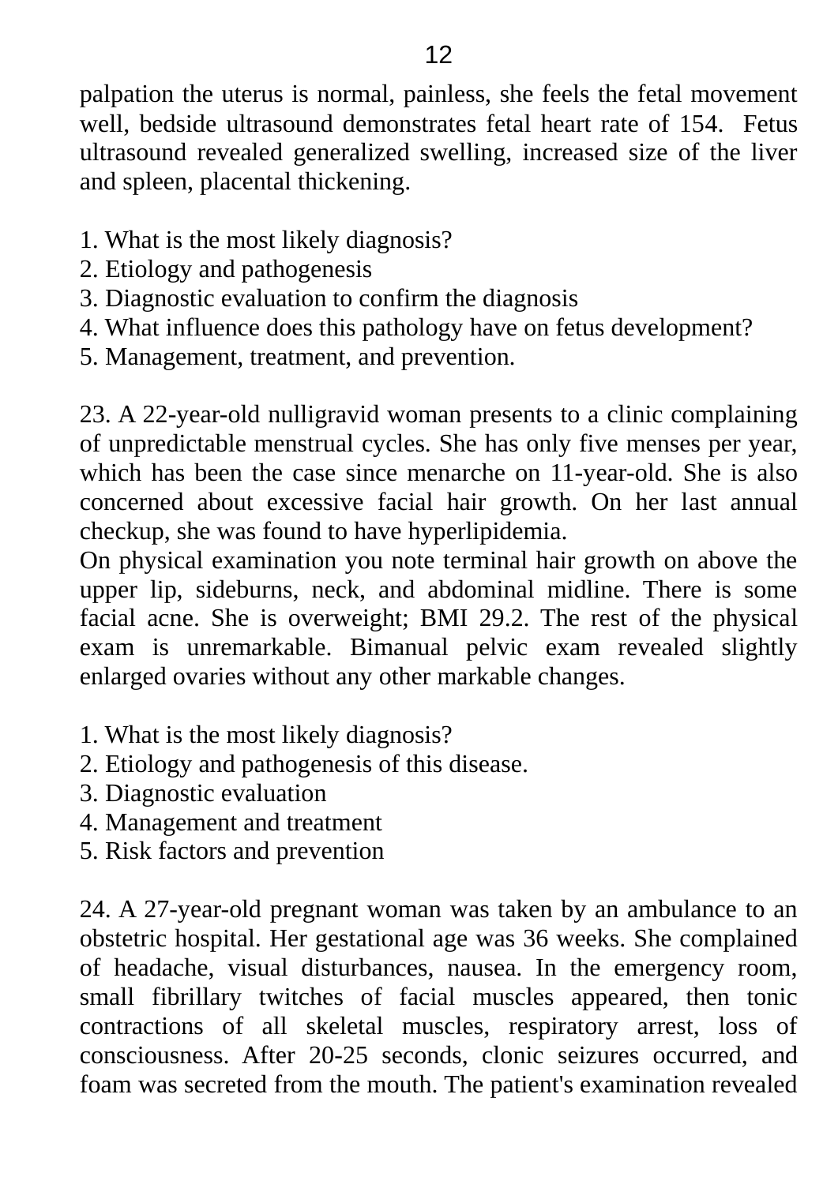palpation the uterus is normal, painless, she feels the fetal movement well, bedside ultrasound demonstrates fetal heart rate of 154. Fetus ultrasound revealed generalized swelling, increased size of the liver and spleen, placental thickening.

1. What is the most likely diagnosis?
2. Etiology and pathogenesis
3. Diagnostic evaluation to confirm the diagnosis
4. What influence does this pathology have on fetus development?
5. Management, treatment, and prevention.

23. A 22-year-old nulligravid woman presents to a clinic complaining of unpredictable menstrual cycles. She has only five menses per year, which has been the case since menarche on 11-year-old. She is also concerned about excessive facial hair growth. On her last annual checkup, she was found to have hyperlipidemia.

On physical examination you note terminal hair growth on above the upper lip, sideburns, neck, and abdominal midline. There is some facial acne. She is overweight; BMI 29.2. The rest of the physical exam is unremarkable. Bimanual pelvic exam revealed slightly enlarged ovaries without any other markable changes.

1. What is the most likely diagnosis?
2. Etiology and pathogenesis of this disease.
3. Diagnostic evaluation
4. Management and treatment
5. Risk factors and prevention

24. A 27-year-old pregnant woman was taken by an ambulance to an obstetric hospital. Her gestational age was 36 weeks. She complained of headache, visual disturbances, nausea. In the emergency room, small fibrillary twitches of facial muscles appeared, then tonic contractions of all skeletal muscles, respiratory arrest, loss of consciousness. After 20-25 seconds, clonic seizures occurred, and foam was secreted from the mouth. The patient's examination revealed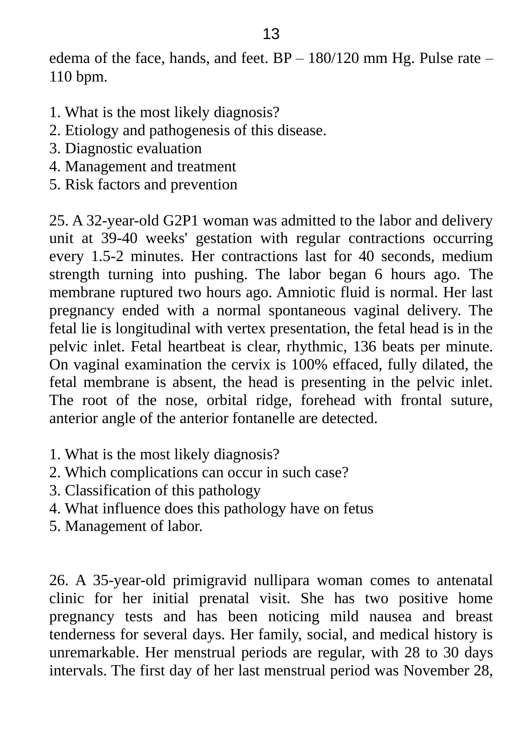edema of the face, hands, and feet. BP – 180/120 mm Hg. Pulse rate – 110 bpm.

1. What is the most likely diagnosis?
2. Etiology and pathogenesis of this disease.
3. Diagnostic evaluation
4. Management and treatment
5. Risk factors and prevention

25. A 32-year-old G2P1 woman was admitted to the labor and delivery unit at 39-40 weeks' gestation with regular contractions occurring every 1.5-2 minutes. Her contractions last for 40 seconds, medium strength turning into pushing. The labor began 6 hours ago. The membrane ruptured two hours ago. Amniotic fluid is normal. Her last pregnancy ended with a normal spontaneous vaginal delivery. The fetal lie is longitudinal with vertex presentation, the fetal head is in the pelvic inlet. Fetal heartbeat is clear, rhythmic, 136 beats per minute. On vaginal examination the cervix is 100% effaced, fully dilated, the fetal membrane is absent, the head is presenting in the pelvic inlet. The root of the nose, orbital ridge, forehead with frontal suture, anterior angle of the anterior fontanelle are detected.

1. What is the most likely diagnosis?
2. Which complications can occur in such case?
3. Classification of this pathology
4. What influence does this pathology have on fetus
5. Management of labor.

26. A 35-year-old primigravid nullipara woman comes to antenatal clinic for her initial prenatal visit. She has two positive home pregnancy tests and has been noticing mild nausea and breast tenderness for several days. Her family, social, and medical history is unremarkable. Her menstrual periods are regular, with 28 to 30 days intervals. The first day of her last menstrual period was November 28,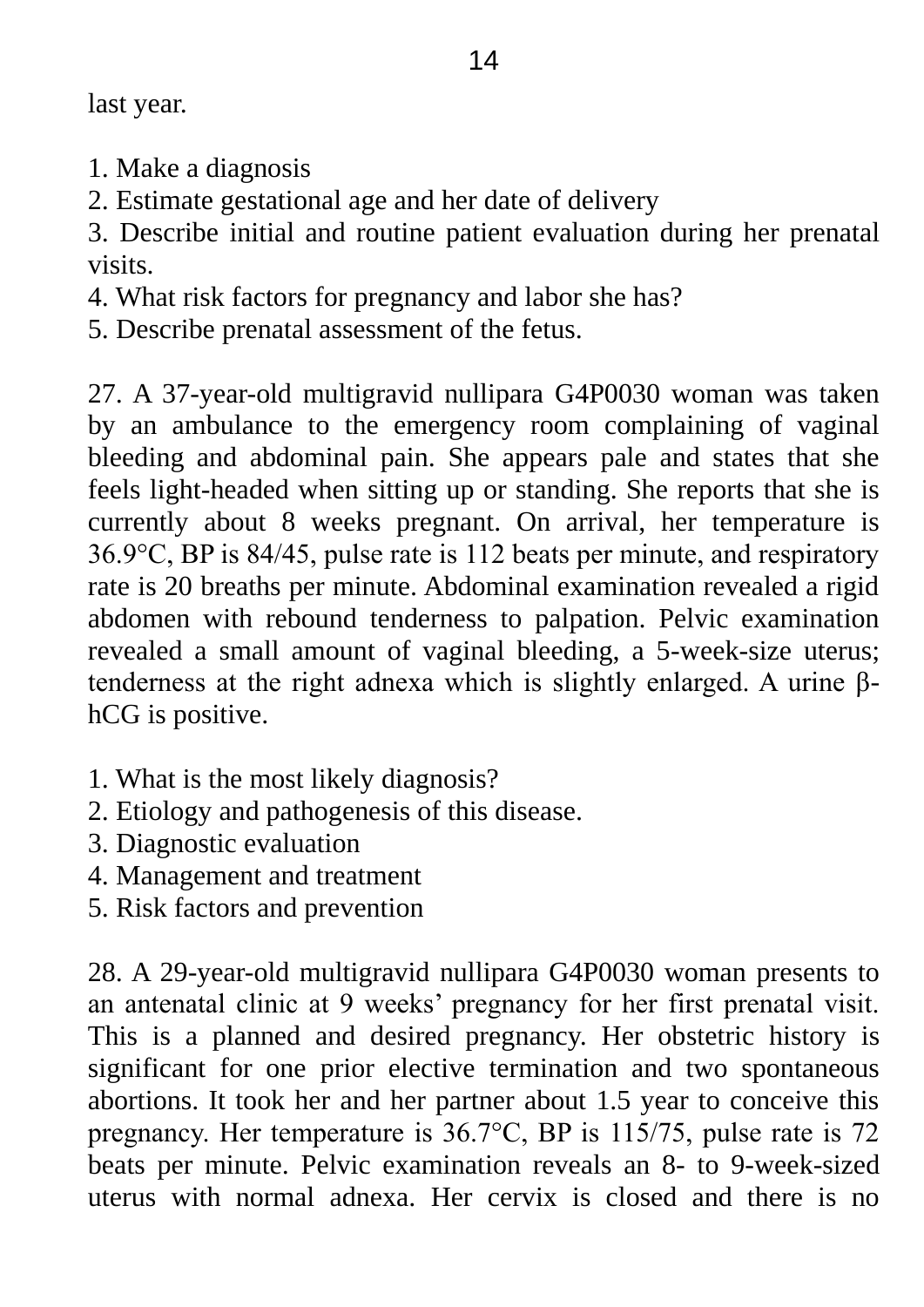last year.

1. Make a diagnosis
2. Estimate gestational age and her date of delivery
3. Describe initial and routine patient evaluation during her prenatal visits.
4. What risk factors for pregnancy and labor she has?
5. Describe prenatal assessment of the fetus.

27. A 37-year-old multigravid nullipara G4P0030 woman was taken by an ambulance to the emergency room complaining of vaginal bleeding and abdominal pain. She appears pale and states that she feels light-headed when sitting up or standing. She reports that she is currently about 8 weeks pregnant. On arrival, her temperature is 36.9°C, BP is 84/45, pulse rate is 112 beats per minute, and respiratory rate is 20 breaths per minute. Abdominal examination revealed a rigid abdomen with rebound tenderness to palpation. Pelvic examination revealed a small amount of vaginal bleeding, a 5-week-size uterus; tenderness at the right adnexa which is slightly enlarged. A urine β-hCG is positive.

1. What is the most likely diagnosis?
2. Etiology and pathogenesis of this disease.
3. Diagnostic evaluation
4. Management and treatment
5. Risk factors and prevention

28. A 29-year-old multigravid nullipara G4P0030 woman presents to an antenatal clinic at 9 weeks' pregnancy for her first prenatal visit. This is a planned and desired pregnancy. Her obstetric history is significant for one prior elective termination and two spontaneous abortions. It took her and her partner about 1.5 year to conceive this pregnancy. Her temperature is 36.7°C, BP is 115/75, pulse rate is 72 beats per minute. Pelvic examination reveals an 8- to 9-week-sized uterus with normal adnexa. Her cervix is closed and there is no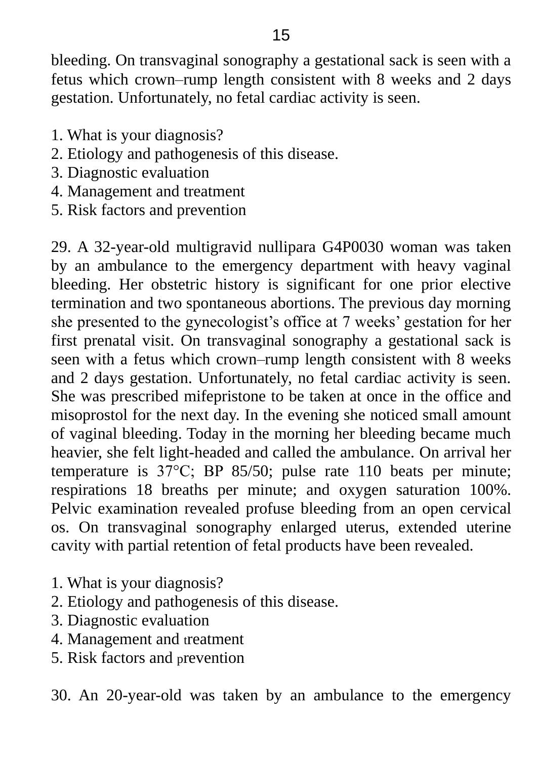bleeding. On transvaginal sonography a gestational sack is seen with a fetus which crown–rump length consistent with 8 weeks and 2 days gestation. Unfortunately, no fetal cardiac activity is seen.

1. What is your diagnosis?
2. Etiology and pathogenesis of this disease.
3. Diagnostic evaluation
4. Management and treatment
5. Risk factors and prevention

29. A 32-year-old multigravid nullipara G4P0030 woman was taken by an ambulance to the emergency department with heavy vaginal bleeding. Her obstetric history is significant for one prior elective termination and two spontaneous abortions. The previous day morning she presented to the gynecologist's office at 7 weeks' gestation for her first prenatal visit. On transvaginal sonography a gestational sack is seen with a fetus which crown–rump length consistent with 8 weeks and 2 days gestation. Unfortunately, no fetal cardiac activity is seen. She was prescribed mifepristone to be taken at once in the office and misoprostol for the next day. In the evening she noticed small amount of vaginal bleeding. Today in the morning her bleeding became much heavier, she felt light-headed and called the ambulance. On arrival her temperature is 37°C; BP 85/50; pulse rate 110 beats per minute; respirations 18 breaths per minute; and oxygen saturation 100%. Pelvic examination revealed profuse bleeding from an open cervical os. On transvaginal sonography enlarged uterus, extended uterine cavity with partial retention of fetal products have been revealed.

1. What is your diagnosis?
2. Etiology and pathogenesis of this disease.
3. Diagnostic evaluation
4. Management and treatment
5. Risk factors and prevention

30. An 20-year-old was taken by an ambulance to the emergency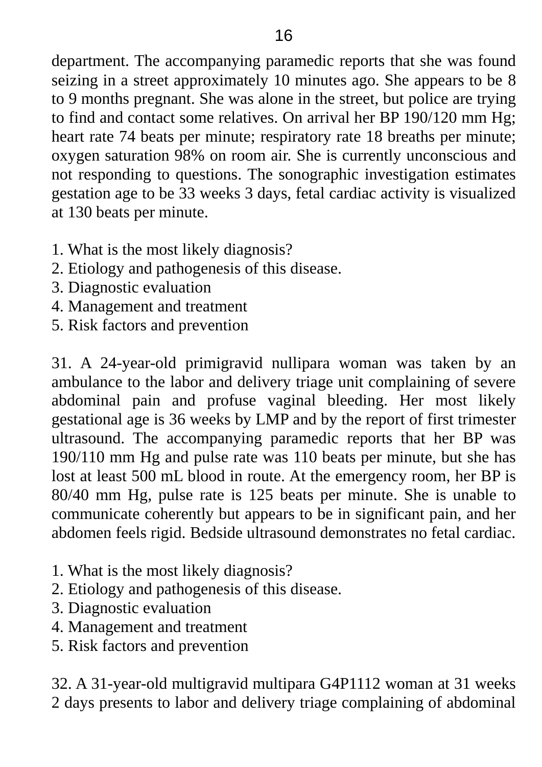department. The accompanying paramedic reports that she was found seizing in a street approximately 10 minutes ago. She appears to be 8 to 9 months pregnant. She was alone in the street, but police are trying to find and contact some relatives. On arrival her BP 190/120 mm Hg; heart rate 74 beats per minute; respiratory rate 18 breaths per minute; oxygen saturation 98% on room air. She is currently unconscious and not responding to questions. The sonographic investigation estimates gestation age to be 33 weeks 3 days, fetal cardiac activity is visualized at 130 beats per minute.

1. What is the most likely diagnosis?
2. Etiology and pathogenesis of this disease.
3. Diagnostic evaluation
4. Management and treatment
5. Risk factors and prevention

31. A 24-year-old primigravid nullipara woman was taken by an ambulance to the labor and delivery triage unit complaining of severe abdominal pain and profuse vaginal bleeding. Her most likely gestational age is 36 weeks by LMP and by the report of first trimester ultrasound. The accompanying paramedic reports that her BP was 190/110 mm Hg and pulse rate was 110 beats per minute, but she has lost at least 500 mL blood in route. At the emergency room, her BP is 80/40 mm Hg, pulse rate is 125 beats per minute. She is unable to communicate coherently but appears to be in significant pain, and her abdomen feels rigid. Bedside ultrasound demonstrates no fetal cardiac.

1. What is the most likely diagnosis?
2. Etiology and pathogenesis of this disease.
3. Diagnostic evaluation
4. Management and treatment
5. Risk factors and prevention

32. A 31-year-old multigravid multipara G4P1112 woman at 31 weeks 2 days presents to labor and delivery triage complaining of abdominal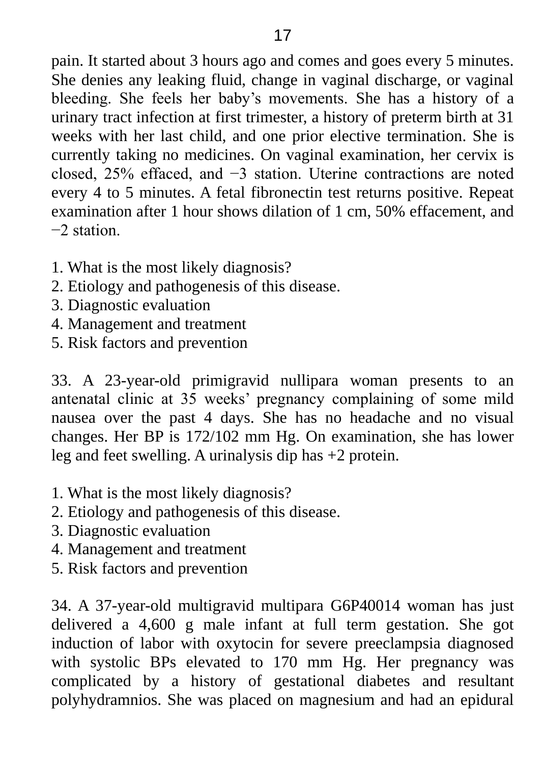pain. It started about 3 hours ago and comes and goes every 5 minutes. She denies any leaking fluid, change in vaginal discharge, or vaginal bleeding. She feels her baby's movements. She has a history of a urinary tract infection at first trimester, a history of preterm birth at 31 weeks with her last child, and one prior elective termination. She is currently taking no medicines. On vaginal examination, her cervix is closed, 25% effaced, and −3 station. Uterine contractions are noted every 4 to 5 minutes. A fetal fibronectin test returns positive. Repeat examination after 1 hour shows dilation of 1 cm, 50% effacement, and −2 station.

1. What is the most likely diagnosis?
2. Etiology and pathogenesis of this disease.
3. Diagnostic evaluation
4. Management and treatment
5. Risk factors and prevention

33. A 23-year-old primigravid nullipara woman presents to an antenatal clinic at 35 weeks' pregnancy complaining of some mild nausea over the past 4 days. She has no headache and no visual changes. Her BP is 172/102 mm Hg. On examination, she has lower leg and feet swelling. A urinalysis dip has +2 protein.

1. What is the most likely diagnosis?
2. Etiology and pathogenesis of this disease.
3. Diagnostic evaluation
4. Management and treatment
5. Risk factors and prevention

34. A 37-year-old multigravid multipara G6P40014 woman has just delivered a 4,600 g male infant at full term gestation. She got induction of labor with oxytocin for severe preeclampsia diagnosed with systolic BPs elevated to 170 mm Hg. Her pregnancy was complicated by a history of gestational diabetes and resultant polyhydramnios. She was placed on magnesium and had an epidural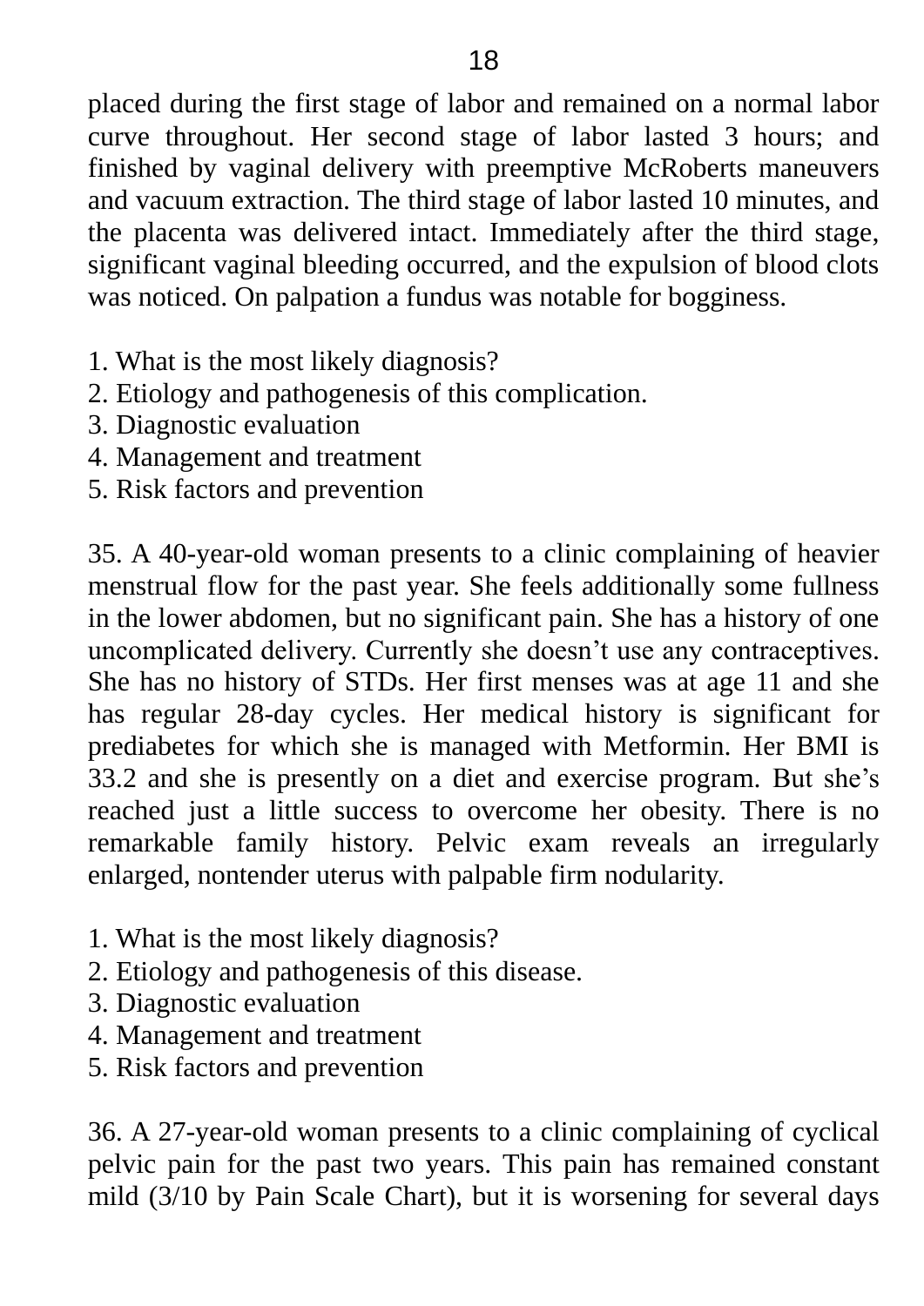placed during the first stage of labor and remained on a normal labor curve throughout. Her second stage of labor lasted 3 hours; and finished by vaginal delivery with preemptive McRoberts maneuvers and vacuum extraction. The third stage of labor lasted 10 minutes, and the placenta was delivered intact. Immediately after the third stage, significant vaginal bleeding occurred, and the expulsion of blood clots was noticed. On palpation a fundus was notable for bogginess.

1. What is the most likely diagnosis?
2. Etiology and pathogenesis of this complication.
3. Diagnostic evaluation
4. Management and treatment
5. Risk factors and prevention

35. A 40-year-old woman presents to a clinic complaining of heavier menstrual flow for the past year. She feels additionally some fullness in the lower abdomen, but no significant pain. She has a history of one uncomplicated delivery. Currently she doesn't use any contraceptives. She has no history of STDs. Her first menses was at age 11 and she has regular 28-day cycles. Her medical history is significant for prediabetes for which she is managed with Metformin. Her BMI is 33.2 and she is presently on a diet and exercise program. But she's reached just a little success to overcome her obesity. There is no remarkable family history. Pelvic exam reveals an irregularly enlarged, nontender uterus with palpable firm nodularity.

1. What is the most likely diagnosis?
2. Etiology and pathogenesis of this disease.
3. Diagnostic evaluation
4. Management and treatment
5. Risk factors and prevention

36. A 27-year-old woman presents to a clinic complaining of cyclical pelvic pain for the past two years. This pain has remained constant mild (3/10 by Pain Scale Chart), but it is worsening for several days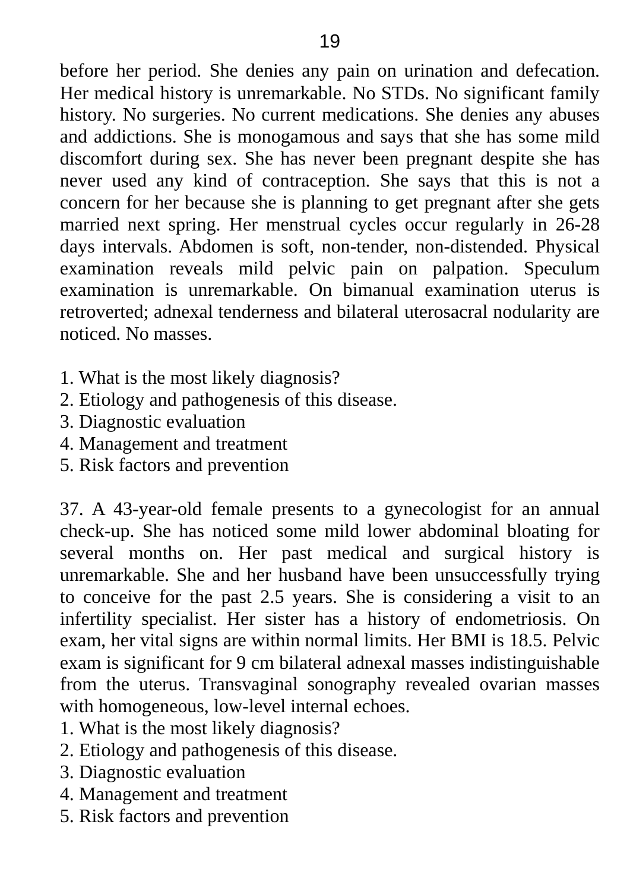before her period. She denies any pain on urination and defecation. Her medical history is unremarkable. No STDs. No significant family history. No surgeries. No current medications. She denies any abuses and addictions. She is monogamous and says that she has some mild discomfort during sex. She has never been pregnant despite she has never used any kind of contraception. She says that this is not a concern for her because she is planning to get pregnant after she gets married next spring. Her menstrual cycles occur regularly in 26-28 days intervals. Abdomen is soft, non-tender, non-distended. Physical examination reveals mild pelvic pain on palpation. Speculum examination is unremarkable. On bimanual examination uterus is retroverted; adnexal tenderness and bilateral uterosacral nodularity are noticed. No masses.

1. What is the most likely diagnosis?
2. Etiology and pathogenesis of this disease.
3. Diagnostic evaluation
4. Management and treatment
5. Risk factors and prevention

37. A 43-year-old female presents to a gynecologist for an annual check-up. She has noticed some mild lower abdominal bloating for several months on. Her past medical and surgical history is unremarkable. She and her husband have been unsuccessfully trying to conceive for the past 2.5 years. She is considering a visit to an infertility specialist. Her sister has a history of endometriosis. On exam, her vital signs are within normal limits. Her BMI is 18.5. Pelvic exam is significant for 9 cm bilateral adnexal masses indistinguishable from the uterus. Transvaginal sonography revealed ovarian masses with homogeneous, low-level internal echoes.

1. What is the most likely diagnosis?
2. Etiology and pathogenesis of this disease.
3. Diagnostic evaluation
4. Management and treatment
5. Risk factors and prevention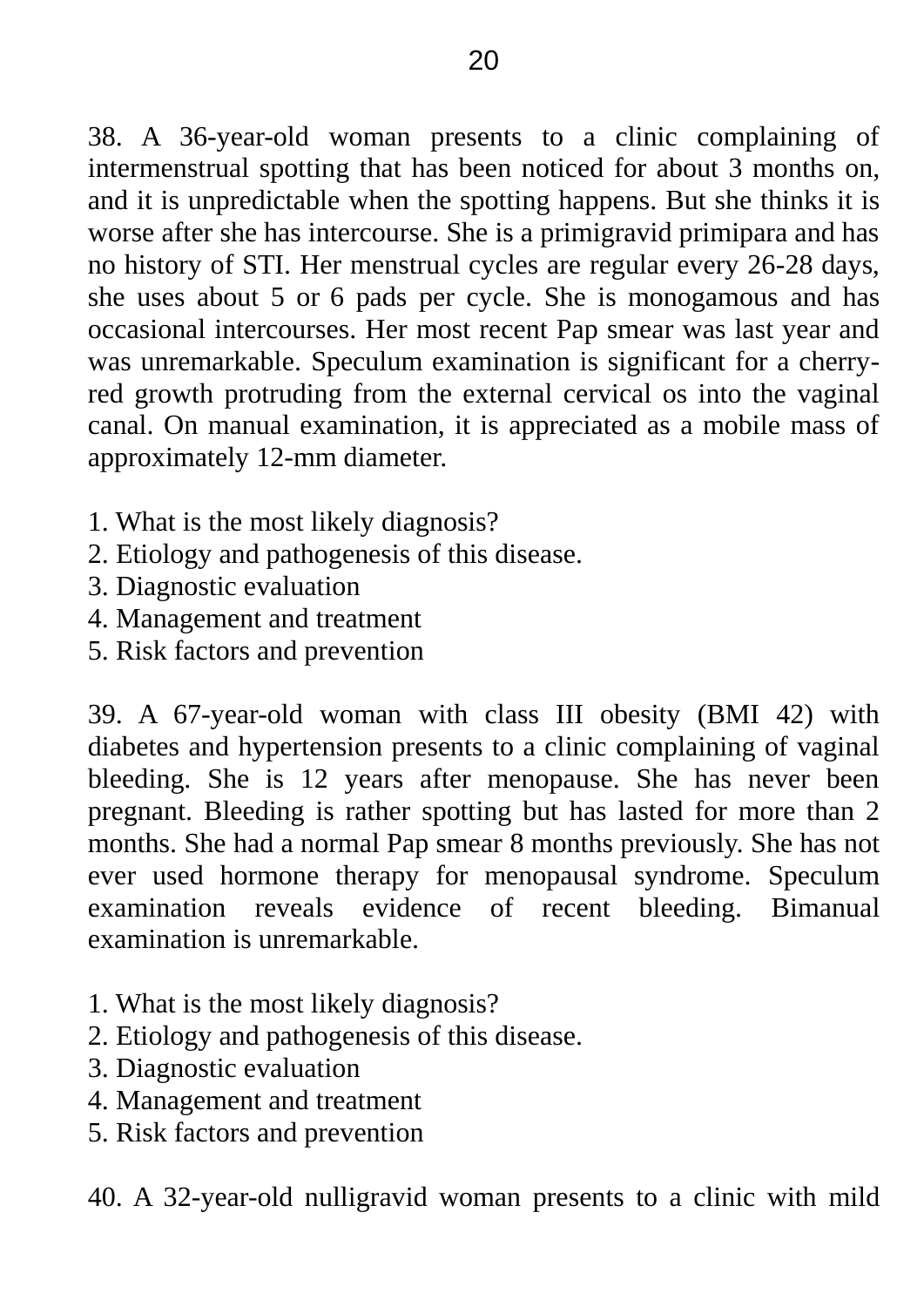38. A 36-year-old woman presents to a clinic complaining of intermenstrual spotting that has been noticed for about 3 months on, and it is unpredictable when the spotting happens. But she thinks it is worse after she has intercourse. She is a primigravid primipara and has no history of STI. Her menstrual cycles are regular every 26-28 days, she uses about 5 or 6 pads per cycle. She is monogamous and has occasional intercourses. Her most recent Pap smear was last year and was unremarkable. Speculum examination is significant for a cherry-red growth protruding from the external cervical os into the vaginal canal. On manual examination, it is appreciated as a mobile mass of approximately 12-mm diameter.

1. What is the most likely diagnosis?
2. Etiology and pathogenesis of this disease.
3. Diagnostic evaluation
4. Management and treatment
5. Risk factors and prevention

39. A 67-year-old woman with class III obesity (BMI 42) with diabetes and hypertension presents to a clinic complaining of vaginal bleeding. She is 12 years after menopause. She has never been pregnant. Bleeding is rather spotting but has lasted for more than 2 months. She had a normal Pap smear 8 months previously. She has not ever used hormone therapy for menopausal syndrome. Speculum examination reveals evidence of recent bleeding. Bimanual examination is unremarkable.

1. What is the most likely diagnosis?
2. Etiology and pathogenesis of this disease.
3. Diagnostic evaluation
4. Management and treatment
5. Risk factors and prevention

40. A 32-year-old nulligravid woman presents to a clinic with mild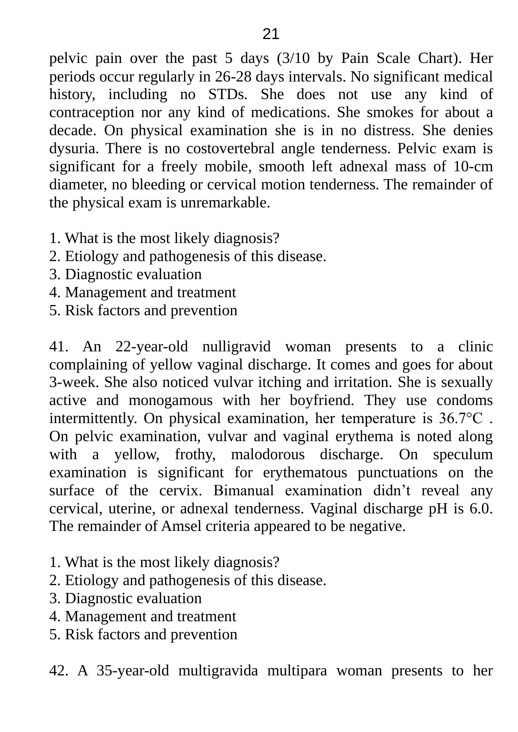pelvic pain over the past 5 days (3/10 by Pain Scale Chart). Her periods occur regularly in 26-28 days intervals. No significant medical history, including no STDs. She does not use any kind of contraception nor any kind of medications. She smokes for about a decade. On physical examination she is in no distress. She denies dysuria. There is no costovertebral angle tenderness. Pelvic exam is significant for a freely mobile, smooth left adnexal mass of 10-cm diameter, no bleeding or cervical motion tenderness. The remainder of the physical exam is unremarkable.

1. What is the most likely diagnosis?
2. Etiology and pathogenesis of this disease.
3. Diagnostic evaluation
4. Management and treatment
5. Risk factors and prevention

41. An 22-year-old nulligravid woman presents to a clinic complaining of yellow vaginal discharge. It comes and goes for about 3-week. She also noticed vulvar itching and irritation. She is sexually active and monogamous with her boyfriend. They use condoms intermittently. On physical examination, her temperature is 36.7°C . On pelvic examination, vulvar and vaginal erythema is noted along with a yellow, frothy, malodorous discharge. On speculum examination is significant for erythematous punctuations on the surface of the cervix. Bimanual examination didn't reveal any cervical, uterine, or adnexal tenderness. Vaginal discharge pH is 6.0. The remainder of Amsel criteria appeared to be negative.

1. What is the most likely diagnosis?
2. Etiology and pathogenesis of this disease.
3. Diagnostic evaluation
4. Management and treatment
5. Risk factors and prevention

42. A 35-year-old multigravida multipara woman presents to her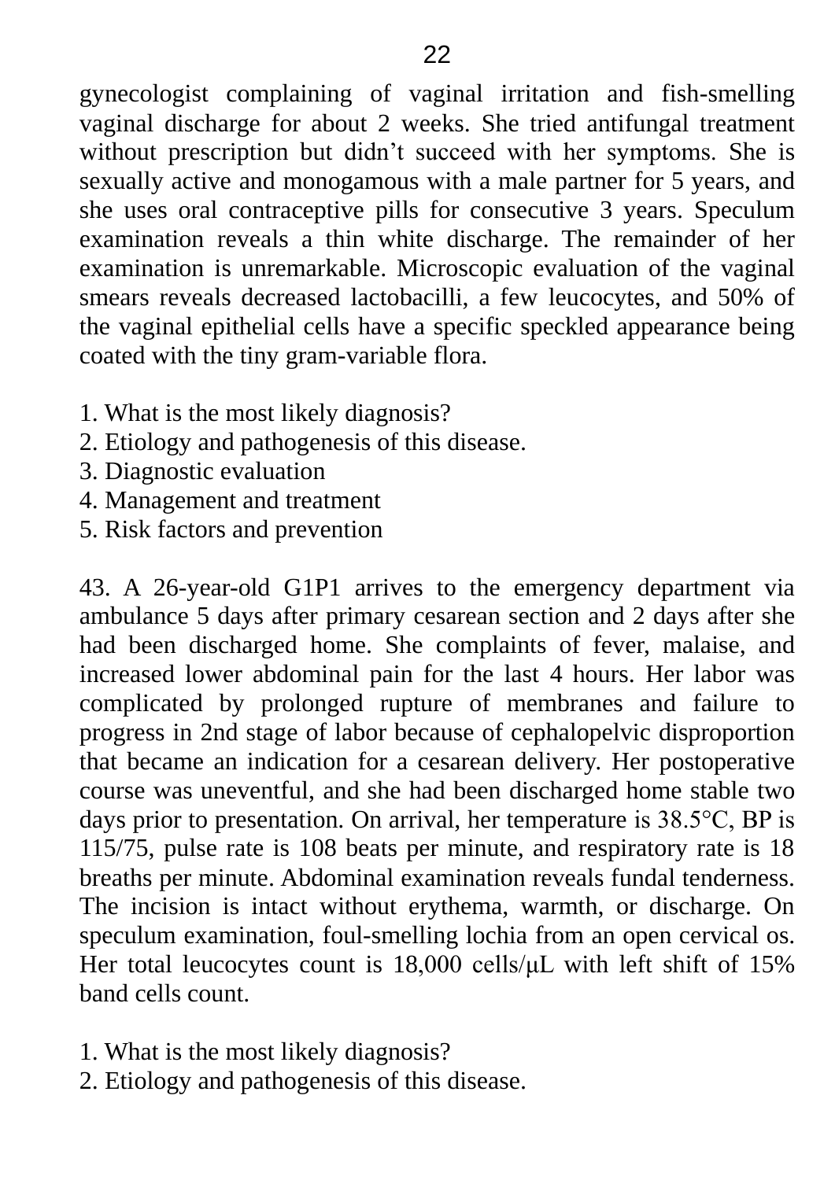gynecologist complaining of vaginal irritation and fish-smelling vaginal discharge for about 2 weeks. She tried antifungal treatment without prescription but didn't succeed with her symptoms. She is sexually active and monogamous with a male partner for 5 years, and she uses oral contraceptive pills for consecutive 3 years. Speculum examination reveals a thin white discharge. The remainder of her examination is unremarkable. Microscopic evaluation of the vaginal smears reveals decreased lactobacilli, a few leucocytes, and 50% of the vaginal epithelial cells have a specific speckled appearance being coated with the tiny gram-variable flora.

1. What is the most likely diagnosis?
2. Etiology and pathogenesis of this disease.
3. Diagnostic evaluation
4. Management and treatment
5. Risk factors and prevention

43. A 26-year-old G1P1 arrives to the emergency department via ambulance 5 days after primary cesarean section and 2 days after she had been discharged home. She complaints of fever, malaise, and increased lower abdominal pain for the last 4 hours. Her labor was complicated by prolonged rupture of membranes and failure to progress in 2nd stage of labor because of cephalopelvic disproportion that became an indication for a cesarean delivery. Her postoperative course was uneventful, and she had been discharged home stable two days prior to presentation. On arrival, her temperature is 38.5°C, BP is 115/75, pulse rate is 108 beats per minute, and respiratory rate is 18 breaths per minute. Abdominal examination reveals fundal tenderness. The incision is intact without erythema, warmth, or discharge. On speculum examination, foul-smelling lochia from an open cervical os. Her total leucocytes count is 18,000 cells/μL with left shift of 15% band cells count.

1. What is the most likely diagnosis?
2. Etiology and pathogenesis of this disease.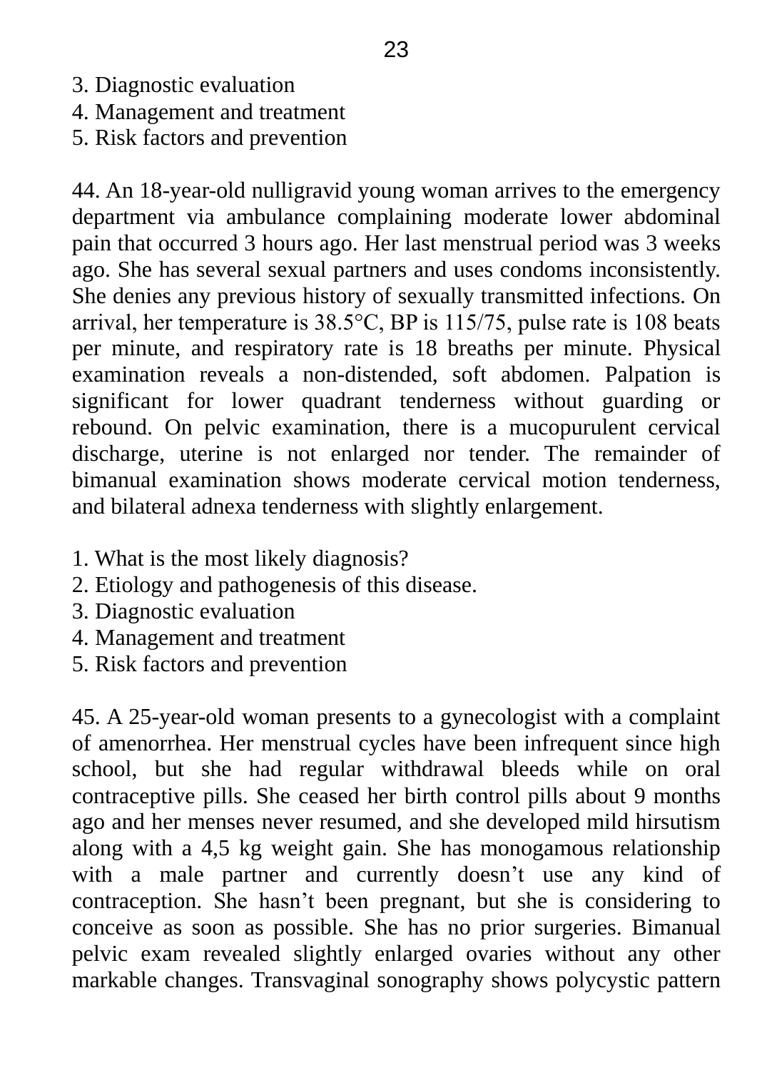3. Diagnostic evaluation
4. Management and treatment
5. Risk factors and prevention

44. An 18-year-old nulligravid young woman arrives to the emergency department via ambulance complaining moderate lower abdominal pain that occurred 3 hours ago. Her last menstrual period was 3 weeks ago. She has several sexual partners and uses condoms inconsistently. She denies any previous history of sexually transmitted infections. On arrival, her temperature is 38.5°C, BP is 115/75, pulse rate is 108 beats per minute, and respiratory rate is 18 breaths per minute. Physical examination reveals a non-distended, soft abdomen. Palpation is significant for lower quadrant tenderness without guarding or rebound. On pelvic examination, there is a mucopurulent cervical discharge, uterine is not enlarged nor tender. The remainder of bimanual examination shows moderate cervical motion tenderness, and bilateral adnexa tenderness with slightly enlargement.

1. What is the most likely diagnosis?
2. Etiology and pathogenesis of this disease.
3. Diagnostic evaluation
4. Management and treatment
5. Risk factors and prevention

45. A 25-year-old woman presents to a gynecologist with a complaint of amenorrhea. Her menstrual cycles have been infrequent since high school, but she had regular withdrawal bleeds while on oral contraceptive pills. She ceased her birth control pills about 9 months ago and her menses never resumed, and she developed mild hirsutism along with a 4,5 kg weight gain. She has monogamous relationship with a male partner and currently doesn't use any kind of contraception. She hasn't been pregnant, but she is considering to conceive as soon as possible. She has no prior surgeries. Bimanual pelvic exam revealed slightly enlarged ovaries without any other markable changes. Transvaginal sonography shows polycystic pattern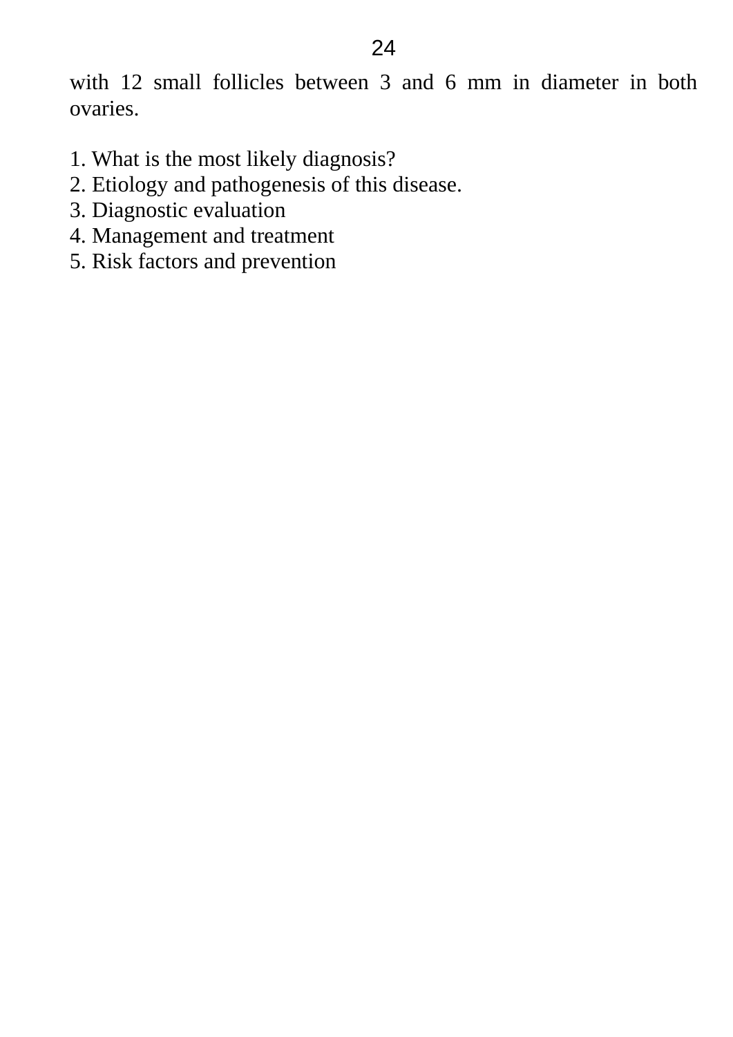with 12 small follicles between 3 and 6 mm in diameter in both ovaries.

1. What is the most likely diagnosis?
2. Etiology and pathogenesis of this disease.
3. Diagnostic evaluation
4. Management and treatment
5. Risk factors and prevention